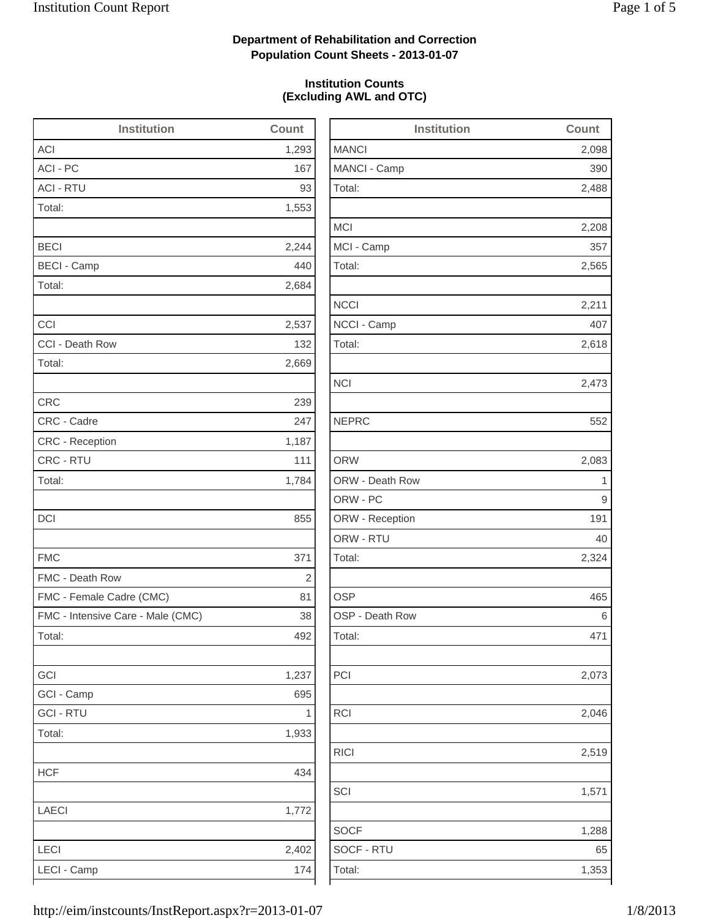**Department of Rehabilitation and Correction**
**Population Count Sheets - 2013-01-07**

**Institution Counts**
**(Excluding AWL and OTC)**

| Institution | Count |
|---|---|
| ACI | 1,293 |
| ACI - PC | 167 |
| ACI - RTU | 93 |
| Total: | 1,553 |
| | |
| BECI | 2,244 |
| BECI - Camp | 440 |
| Total: | 2,684 |
| | |
| CCI | 2,537 |
| CCI - Death Row | 132 |
| Total: | 2,669 |
| | |
| CRC | 239 |
| CRC - Cadre | 247 |
| CRC - Reception | 1,187 |
| CRC - RTU | 111 |
| Total: | 1,784 |
| | |
| DCI | 855 |
| | |
| FMC | 371 |
| FMC - Death Row | 2 |
| FMC - Female Cadre (CMC) | 81 |
| FMC - Intensive Care - Male (CMC) | 38 |
| Total: | 492 |
| | |
| GCI | 1,237 |
| GCI - Camp | 695 |
| GCI - RTU | 1 |
| Total: | 1,933 |
| | |
| HCF | 434 |
| | |
| LAECI | 1,772 |
| | |
| LECI | 2,402 |
| LECI - Camp | 174 |

| Institution | Count |
|---|---|
| MANCI | 2,098 |
| MANCI - Camp | 390 |
| Total: | 2,488 |
| | |
| MCI | 2,208 |
| MCI - Camp | 357 |
| Total: | 2,565 |
| | |
| NCCI | 2,211 |
| NCCI - Camp | 407 |
| Total: | 2,618 |
| | |
| NCI | 2,473 |
| | |
| NEPRC | 552 |
| | |
| ORW | 2,083 |
| ORW - Death Row | 1 |
| ORW - PC | 9 |
| ORW - Reception | 191 |
| ORW - RTU | 40 |
| Total: | 2,324 |
| | |
| OSP | 465 |
| OSP - Death Row | 6 |
| Total: | 471 |
| | |
| PCI | 2,073 |
| | |
| RCI | 2,046 |
| | |
| RICI | 2,519 |
| | |
| SCI | 1,571 |
| | |
| SOCF | 1,288 |
| SOCF - RTU | 65 |
| Total: | 1,353 |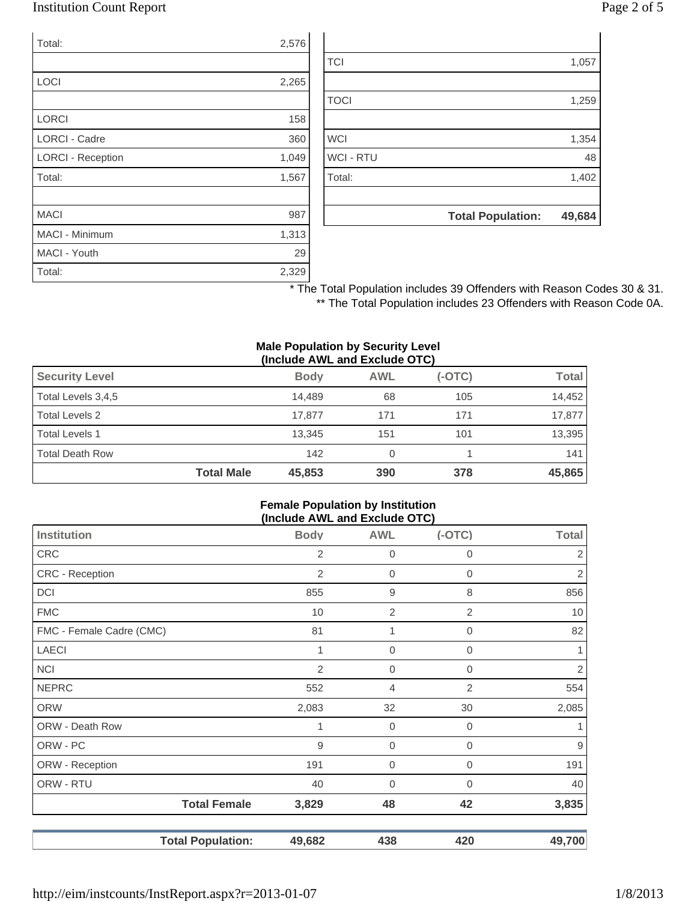| | |
|---|---|
| Total: | 2,576 |
| | |
| LOCI | 2,265 |
| | |
| LORCI | 158 |
| LORCI - Cadre | 360 |
| LORCI - Reception | 1,049 |
| Total: | 1,567 |
| | |
| MACI | 987 |
| MACI - Minimum | 1,313 |
| MACI - Youth | 29 |
| Total: | 2,329 |

| | |
|---|---|
| | |
| TCI | 1,057 |
| | |
| TOCI | 1,259 |
| | |
| WCI | 1,354 |
| WCI - RTU | 48 |
| Total: | 1,402 |
| | |
| **Total Population:** | **49,684** |

\* The Total Population includes 39 Offenders with Reason Codes 30 & 31.

\*\* The Total Population includes 23 Offenders with Reason Code 0A.

**Male Population by Security Level (Include AWL and Exclude OTC)**

| Security Level | Body | AWL | (-OTC) | Total |
|---|---|---|---|---|
| Total Levels 3,4,5 | 14,489 | 68 | 105 | 14,452 |
| Total Levels 2 | 17,877 | 171 | 171 | 17,877 |
| Total Levels 1 | 13,345 | 151 | 101 | 13,395 |
| Total Death Row | 142 | 0 | 1 | 141 |
| **Total Male** | **45,853** | **390** | **378** | **45,865** |

**Female Population by Institution (Include AWL and Exclude OTC)**

| Institution | Body | AWL | (-OTC) | Total |
|---|---|---|---|---|
| CRC | 2 | 0 | 0 | 2 |
| CRC - Reception | 2 | 0 | 0 | 2 |
| DCI | 855 | 9 | 8 | 856 |
| FMC | 10 | 2 | 2 | 10 |
| FMC - Female Cadre (CMC) | 81 | 1 | 0 | 82 |
| LAECI | 1 | 0 | 0 | 1 |
| NCI | 2 | 0 | 0 | 2 |
| NEPRC | 552 | 4 | 2 | 554 |
| ORW | 2,083 | 32 | 30 | 2,085 |
| ORW - Death Row | 1 | 0 | 0 | 1 |
| ORW - PC | 9 | 0 | 0 | 9 |
| ORW - Reception | 191 | 0 | 0 | 191 |
| ORW - RTU | 40 | 0 | 0 | 40 |
| **Total Female** | **3,829** | **48** | **42** | **3,835** |

| | Body | AWL | (-OTC) | Total |
|---|---|---|---|---|
| **Total Population:** | **49,682** | **438** | **420** | **49,700** |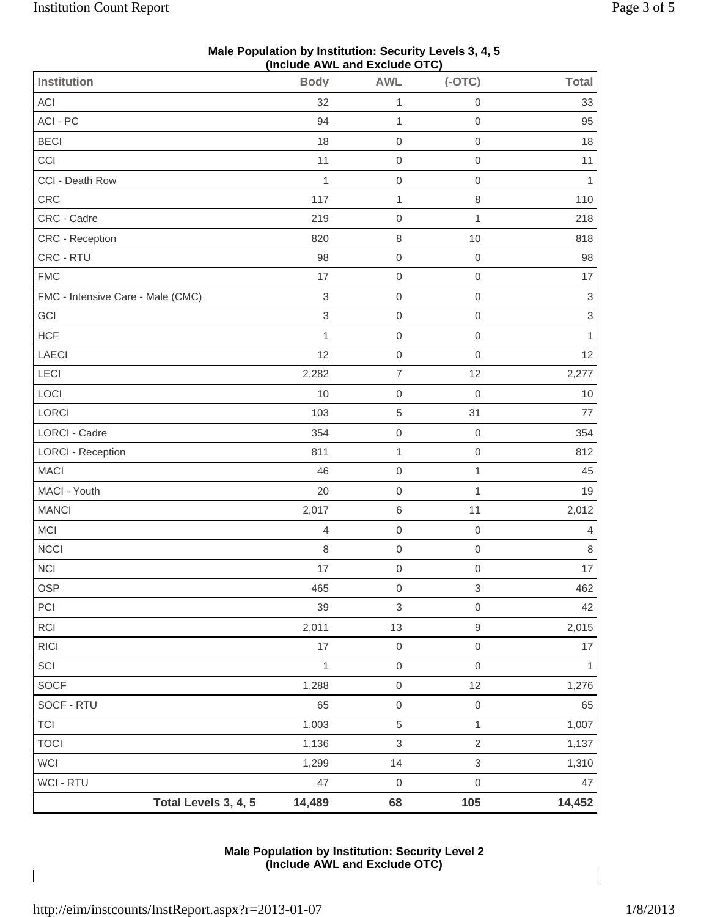**Male Population by Institution: Security Levels 3, 4, 5**
**(Include AWL and Exclude OTC)**

| Institution | Body | AWL | (-OTC) | Total |
|---|---|---|---|---|
| ACI | 32 | 1 | 0 | 33 |
| ACI - PC | 94 | 1 | 0 | 95 |
| BECI | 18 | 0 | 0 | 18 |
| CCI | 11 | 0 | 0 | 11 |
| CCI - Death Row | 1 | 0 | 0 | 1 |
| CRC | 117 | 1 | 8 | 110 |
| CRC - Cadre | 219 | 0 | 1 | 218 |
| CRC - Reception | 820 | 8 | 10 | 818 |
| CRC - RTU | 98 | 0 | 0 | 98 |
| FMC | 17 | 0 | 0 | 17 |
| FMC - Intensive Care - Male (CMC) | 3 | 0 | 0 | 3 |
| GCI | 3 | 0 | 0 | 3 |
| HCF | 1 | 0 | 0 | 1 |
| LAECI | 12 | 0 | 0 | 12 |
| LECI | 2,282 | 7 | 12 | 2,277 |
| LOCI | 10 | 0 | 0 | 10 |
| LORCI | 103 | 5 | 31 | 77 |
| LORCI - Cadre | 354 | 0 | 0 | 354 |
| LORCI - Reception | 811 | 1 | 0 | 812 |
| MACI | 46 | 0 | 1 | 45 |
| MACI - Youth | 20 | 0 | 1 | 19 |
| MANCI | 2,017 | 6 | 11 | 2,012 |
| MCI | 4 | 0 | 0 | 4 |
| NCCI | 8 | 0 | 0 | 8 |
| NCI | 17 | 0 | 0 | 17 |
| OSP | 465 | 0 | 3 | 462 |
| PCI | 39 | 3 | 0 | 42 |
| RCI | 2,011 | 13 | 9 | 2,015 |
| RICI | 17 | 0 | 0 | 17 |
| SCI | 1 | 0 | 0 | 1 |
| SOCF | 1,288 | 0 | 12 | 1,276 |
| SOCF - RTU | 65 | 0 | 0 | 65 |
| TCI | 1,003 | 5 | 1 | 1,007 |
| TOCI | 1,136 | 3 | 2 | 1,137 |
| WCI | 1,299 | 14 | 3 | 1,310 |
| WCI - RTU | 47 | 0 | 0 | 47 |
| **Total Levels 3, 4, 5** | **14,489** | **68** | **105** | **14,452** |

**Male Population by Institution: Security Level 2**
**(Include AWL and Exclude OTC)**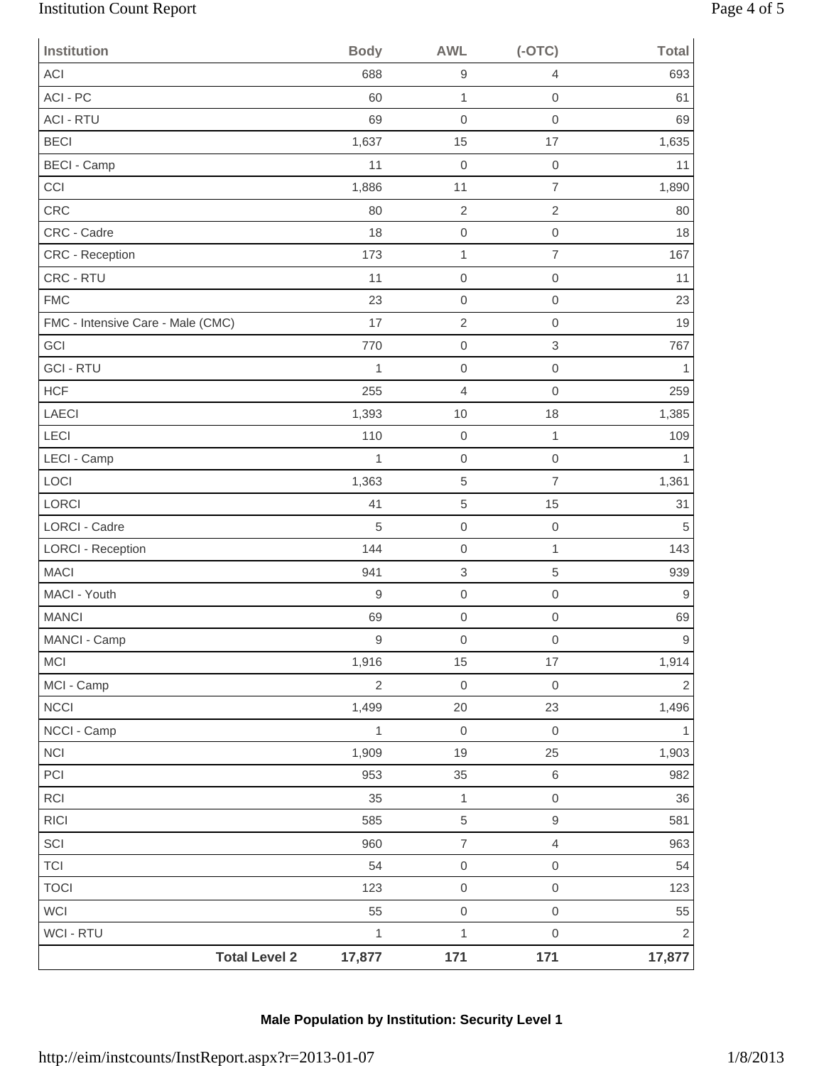| Institution | Body | AWL | (-OTC) | Total |
|---|---|---|---|---|
| ACI | 688 | 9 | 4 | 693 |
| ACI - PC | 60 | 1 | 0 | 61 |
| ACI - RTU | 69 | 0 | 0 | 69 |
| BECI | 1,637 | 15 | 17 | 1,635 |
| BECI - Camp | 11 | 0 | 0 | 11 |
| CCI | 1,886 | 11 | 7 | 1,890 |
| CRC | 80 | 2 | 2 | 80 |
| CRC - Cadre | 18 | 0 | 0 | 18 |
| CRC - Reception | 173 | 1 | 7 | 167 |
| CRC - RTU | 11 | 0 | 0 | 11 |
| FMC | 23 | 0 | 0 | 23 |
| FMC - Intensive Care - Male (CMC) | 17 | 2 | 0 | 19 |
| GCI | 770 | 0 | 3 | 767 |
| GCI - RTU | 1 | 0 | 0 | 1 |
| HCF | 255 | 4 | 0 | 259 |
| LAECI | 1,393 | 10 | 18 | 1,385 |
| LECI | 110 | 0 | 1 | 109 |
| LECI - Camp | 1 | 0 | 0 | 1 |
| LOCI | 1,363 | 5 | 7 | 1,361 |
| LORCI | 41 | 5 | 15 | 31 |
| LORCI - Cadre | 5 | 0 | 0 | 5 |
| LORCI - Reception | 144 | 0 | 1 | 143 |
| MACI | 941 | 3 | 5 | 939 |
| MACI - Youth | 9 | 0 | 0 | 9 |
| MANCI | 69 | 0 | 0 | 69 |
| MANCI - Camp | 9 | 0 | 0 | 9 |
| MCI | 1,916 | 15 | 17 | 1,914 |
| MCI - Camp | 2 | 0 | 0 | 2 |
| NCCI | 1,499 | 20 | 23 | 1,496 |
| NCCI - Camp | 1 | 0 | 0 | 1 |
| NCI | 1,909 | 19 | 25 | 1,903 |
| PCI | 953 | 35 | 6 | 982 |
| RCI | 35 | 1 | 0 | 36 |
| RICI | 585 | 5 | 9 | 581 |
| SCI | 960 | 7 | 4 | 963 |
| TCI | 54 | 0 | 0 | 54 |
| TOCI | 123 | 0 | 0 | 123 |
| WCI | 55 | 0 | 0 | 55 |
| WCI - RTU | 1 | 1 | 0 | 2 |
| **Total Level 2** | **17,877** | **171** | **171** | **17,877** |

**Male Population by Institution: Security Level 1**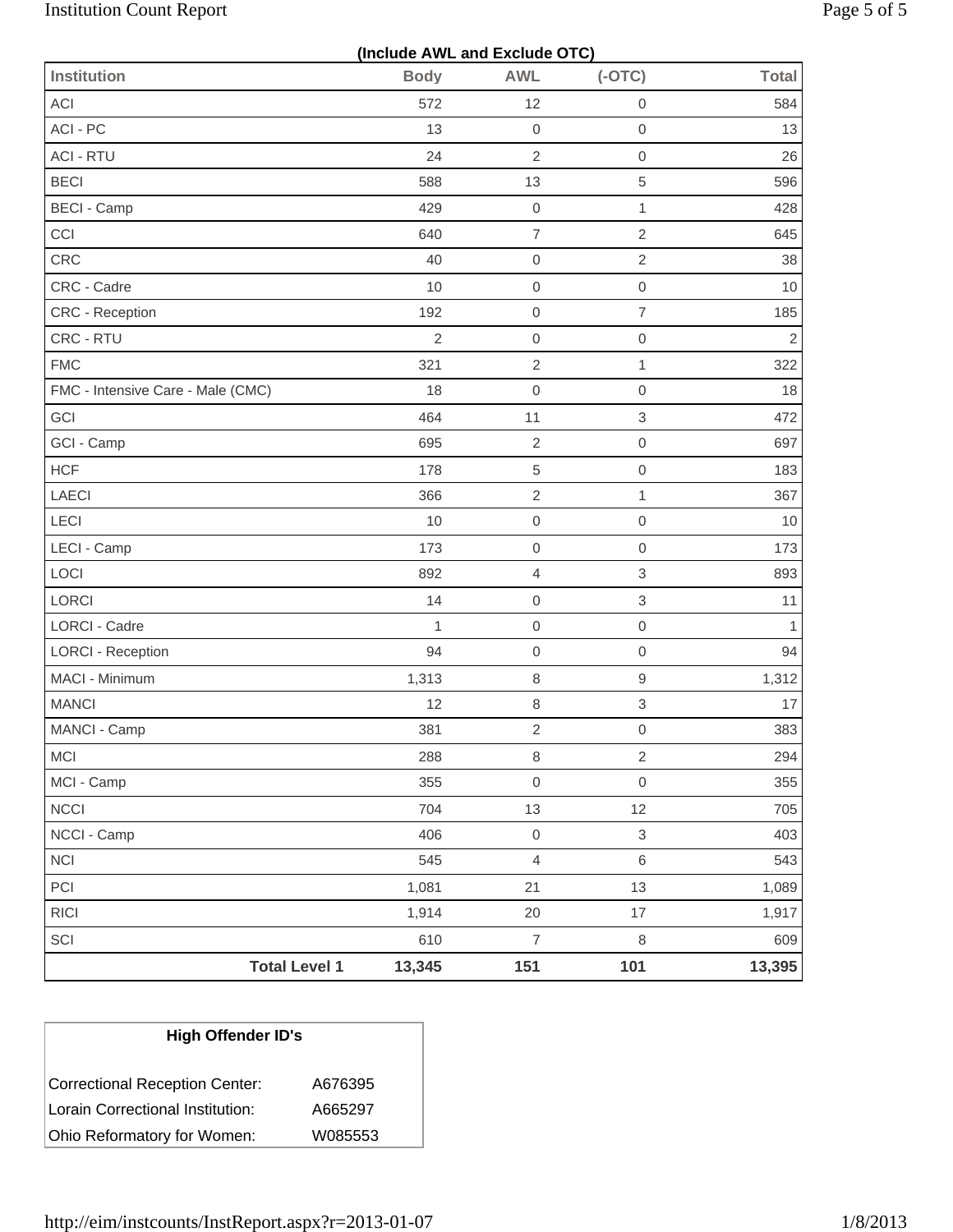**(Include AWL and Exclude OTC)**

| Institution | Body | AWL | (-OTC) | Total |
|---|---|---|---|---|
| ACI | 572 | 12 | 0 | 584 |
| ACI - PC | 13 | 0 | 0 | 13 |
| ACI - RTU | 24 | 2 | 0 | 26 |
| BECI | 588 | 13 | 5 | 596 |
| BECI - Camp | 429 | 0 | 1 | 428 |
| CCI | 640 | 7 | 2 | 645 |
| CRC | 40 | 0 | 2 | 38 |
| CRC - Cadre | 10 | 0 | 0 | 10 |
| CRC - Reception | 192 | 0 | 7 | 185 |
| CRC - RTU | 2 | 0 | 0 | 2 |
| FMC | 321 | 2 | 1 | 322 |
| FMC - Intensive Care - Male (CMC) | 18 | 0 | 0 | 18 |
| GCI | 464 | 11 | 3 | 472 |
| GCI - Camp | 695 | 2 | 0 | 697 |
| HCF | 178 | 5 | 0 | 183 |
| LAECI | 366 | 2 | 1 | 367 |
| LECI | 10 | 0 | 0 | 10 |
| LECI - Camp | 173 | 0 | 0 | 173 |
| LOCI | 892 | 4 | 3 | 893 |
| LORCI | 14 | 0 | 3 | 11 |
| LORCI - Cadre | 1 | 0 | 0 | 1 |
| LORCI - Reception | 94 | 0 | 0 | 94 |
| MACI - Minimum | 1,313 | 8 | 9 | 1,312 |
| MANCI | 12 | 8 | 3 | 17 |
| MANCI - Camp | 381 | 2 | 0 | 383 |
| MCI | 288 | 8 | 2 | 294 |
| MCI - Camp | 355 | 0 | 0 | 355 |
| NCCI | 704 | 13 | 12 | 705 |
| NCCI - Camp | 406 | 0 | 3 | 403 |
| NCI | 545 | 4 | 6 | 543 |
| PCI | 1,081 | 21 | 13 | 1,089 |
| RICI | 1,914 | 20 | 17 | 1,917 |
| SCI | 610 | 7 | 8 | 609 |
| **Total Level 1** | **13,345** | **151** | **101** | **13,395** |

| High Offender ID's | |
|---|---|
| Correctional Reception Center: | A676395 |
| Lorain Correctional Institution: | A665297 |
| Ohio Reformatory for Women: | W085553 |